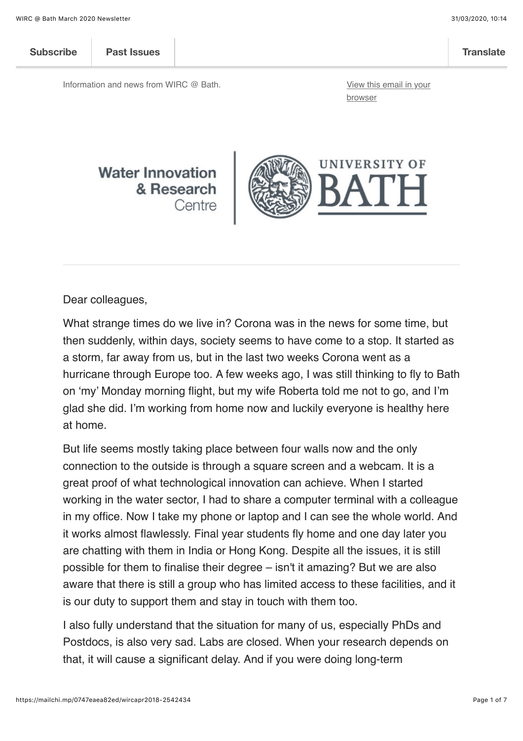Subscribe | Past Issues | Translate

Information and news from WIRC @ Bath.

View this email in your browser

Water Innovation & Research Centre | University of Bath

---

Dear colleagues,

What strange times do we live in? Corona was in the news for some time, but then suddenly, within days, society seems to have come to a stop. It started as a storm, far away from us, but in the last two weeks Corona went as a hurricane through Europe too. A few weeks ago, I was still thinking to fly to Bath on 'my' Monday morning flight, but my wife Roberta told me not to go, and I'm glad she did. I'm working from home now and luckily everyone is healthy here at home.

But life seems mostly taking place between four walls now and the only connection to the outside is through a square screen and a webcam. It is a great proof of what technological innovation can achieve. When I started working in the water sector, I had to share a computer terminal with a colleague in my office. Now I take my phone or laptop and I can see the whole world. And it works almost flawlessly. Final year students fly home and one day later you are chatting with them in India or Hong Kong. Despite all the issues, it is still possible for them to finalise their degree – isn't it amazing? But we are also aware that there is still a group who has limited access to these facilities, and it is our duty to support them and stay in touch with them too.

I also fully understand that the situation for many of us, especially PhDs and Postdocs, is also very sad. Labs are closed. When your research depends on that, it will cause a significant delay. And if you were doing long-term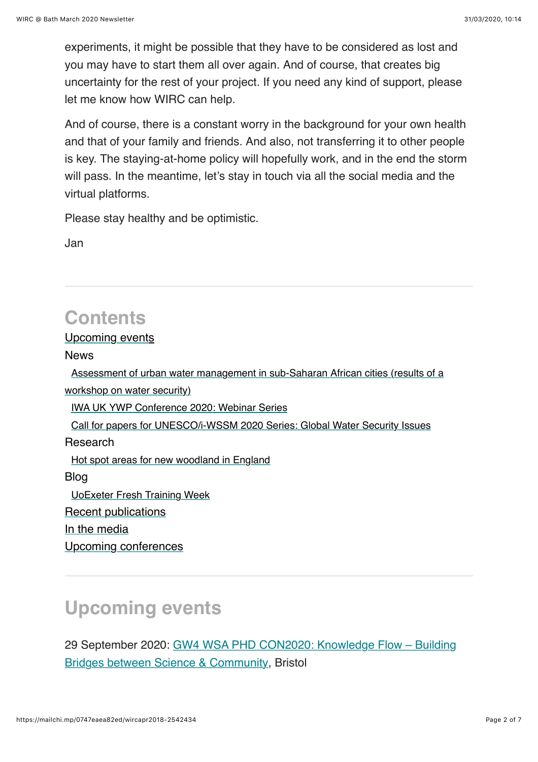experiments, it might be possible that they have to be considered as lost and you may have to start them all over again. And of course, that creates big uncertainty for the rest of your project. If you need any kind of support, please let me know how WIRC can help.

And of course, there is a constant worry in the background for your own health and that of your family and friends. And also, not transferring it to other people is key. The staying-at-home policy will hopefully work, and in the end the storm will pass. In the meantime, let's stay in touch via all the social media and the virtual platforms.

Please stay healthy and be optimistic.

Jan

---

## Contents

Upcoming events

News

- Assessment of urban water management in sub-Saharan African cities (results of a workshop on water security)
- IWA UK YWP Conference 2020: Webinar Series
- Call for papers for UNESCO/i-WSSM 2020 Series: Global Water Security Issues

Research

- Hot spot areas for new woodland in England

Blog

- UoExeter Fresh Training Week

Recent publications

In the media

Upcoming conferences

---

## Upcoming events

29 September 2020: GW4 WSA PHD CON2020: Knowledge Flow – Building Bridges between Science & Community, Bristol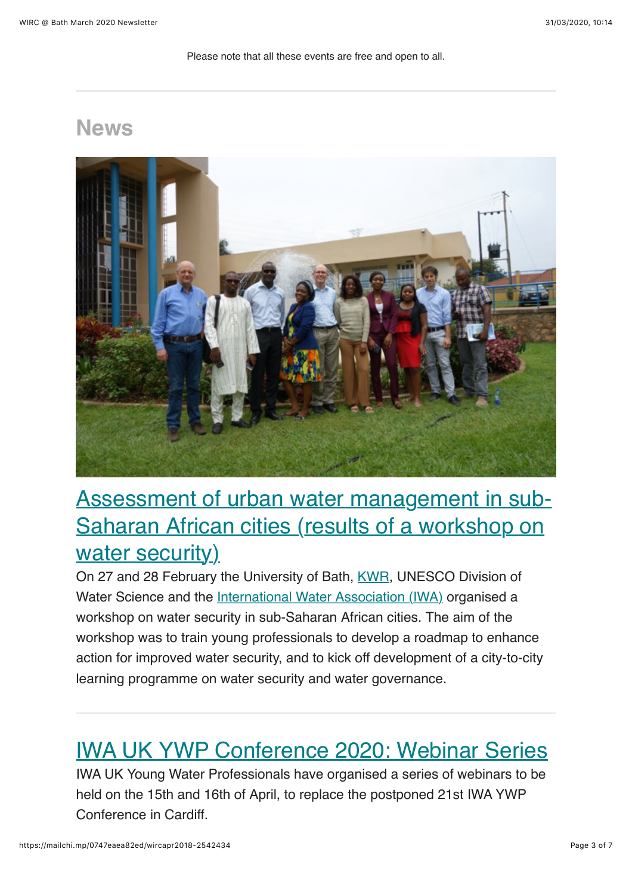Please note that all these events are free and open to all.

## News

### [Assessment of urban water management in sub-Saharan African cities (results of a workshop on water security)]

On 27 and 28 February the University of Bath, KWR, UNESCO Division of Water Science and the International Water Association (IWA) organised a workshop on water security in sub-Saharan African cities. The aim of the workshop was to train young professionals to develop a roadmap to enhance action for improved water security, and to kick off development of a city-to-city learning programme on water security and water governance.

### [IWA UK YWP Conference 2020: Webinar Series]

IWA UK Young Water Professionals have organised a series of webinars to be held on the 15th and 16th of April, to replace the postponed 21st IWA YWP Conference in Cardiff.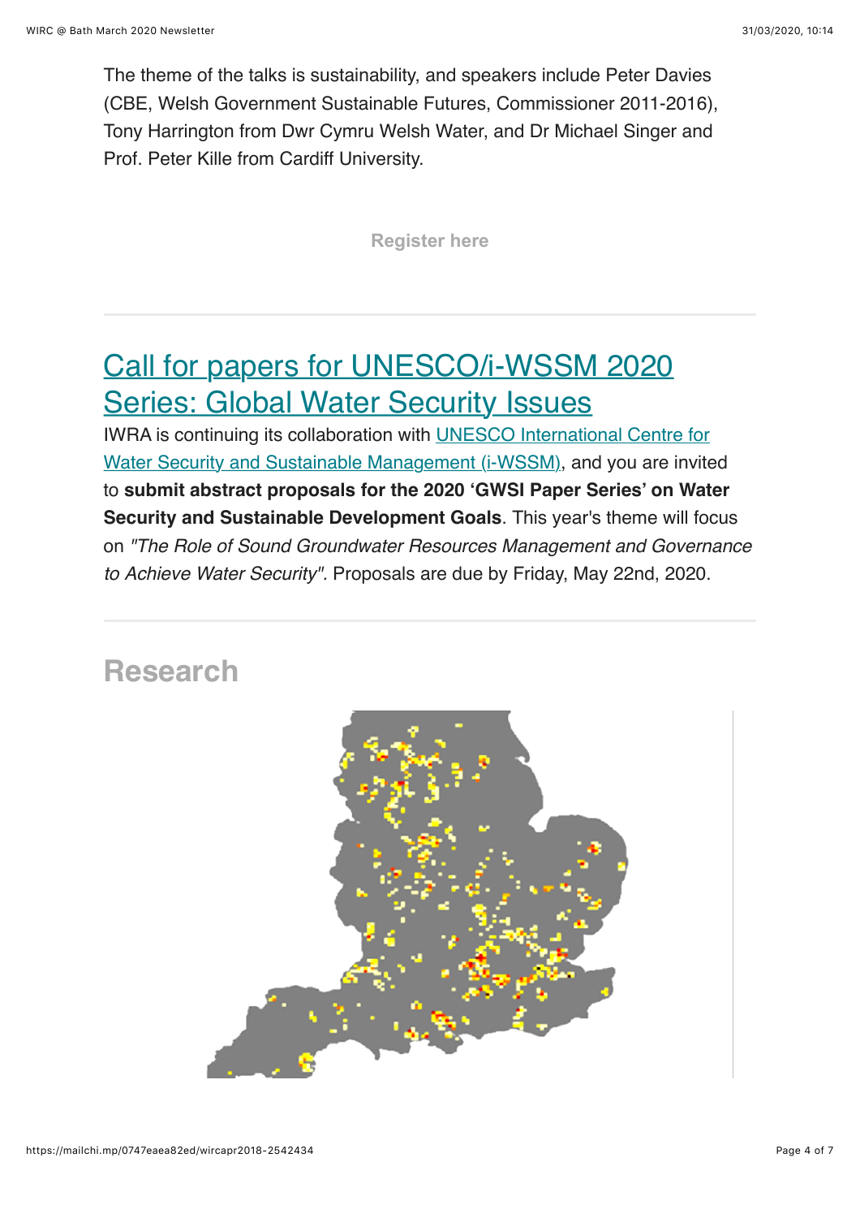The theme of the talks is sustainability, and speakers include Peter Davies (CBE, Welsh Government Sustainable Futures, Commissioner 2011-2016), Tony Harrington from Dwr Cymru Welsh Water, and Dr Michael Singer and Prof. Peter Kille from Cardiff University.

**Register here**

---

## Call for papers for UNESCO/i-WSSM 2020 Series: Global Water Security Issues

IWRA is continuing its collaboration with UNESCO International Centre for Water Security and Sustainable Management (i-WSSM), and you are invited to **submit abstract proposals for the 2020 'GWSI Paper Series' on Water Security and Sustainable Development Goals**. This year's theme will focus on *"The Role of Sound Groundwater Resources Management and Governance to Achieve Water Security"*. Proposals are due by Friday, May 22nd, 2020.

---

## Research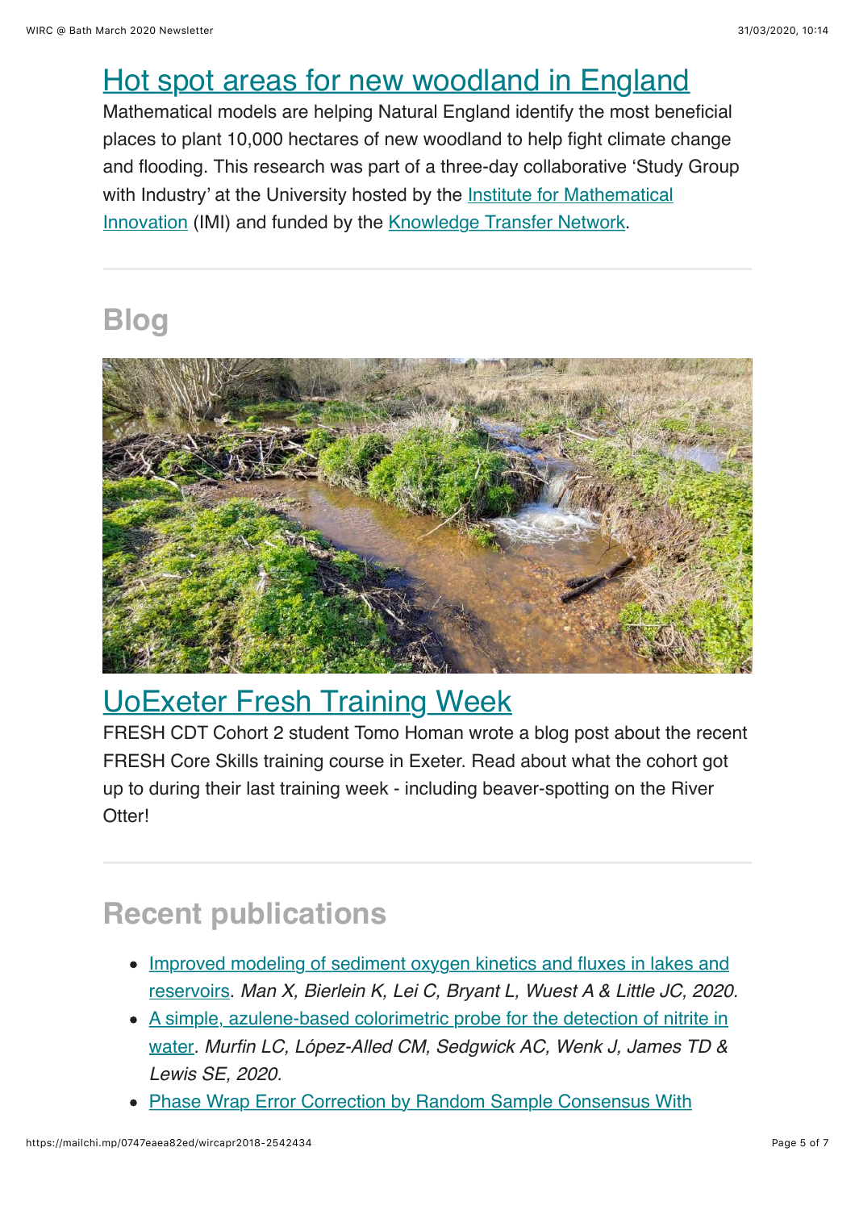## [Hot spot areas for new woodland in England]

Mathematical models are helping Natural England identify the most beneficial places to plant 10,000 hectares of new woodland to help fight climate change and flooding. This research was part of a three-day collaborative 'Study Group with Industry' at the University hosted by the [Institute for Mathematical Innovation] (IMI) and funded by the [Knowledge Transfer Network].

---

# Blog

## [UoExeter Fresh Training Week]

FRESH CDT Cohort 2 student Tomo Homan wrote a blog post about the recent FRESH Core Skills training course in Exeter. Read about what the cohort got up to during their last training week - including beaver-spotting on the River Otter!

---

# Recent publications

- [Improved modeling of sediment oxygen kinetics and fluxes in lakes and reservoirs]. *Man X, Bierlein K, Lei C, Bryant L, Wuest A & Little JC, 2020.*
- [A simple, azulene-based colorimetric probe for the detection of nitrite in water]. *Murfin LC, López-Alled CM, Sedgwick AC, Wenk J, James TD & Lewis SE, 2020.*
- [Phase Wrap Error Correction by Random Sample Consensus With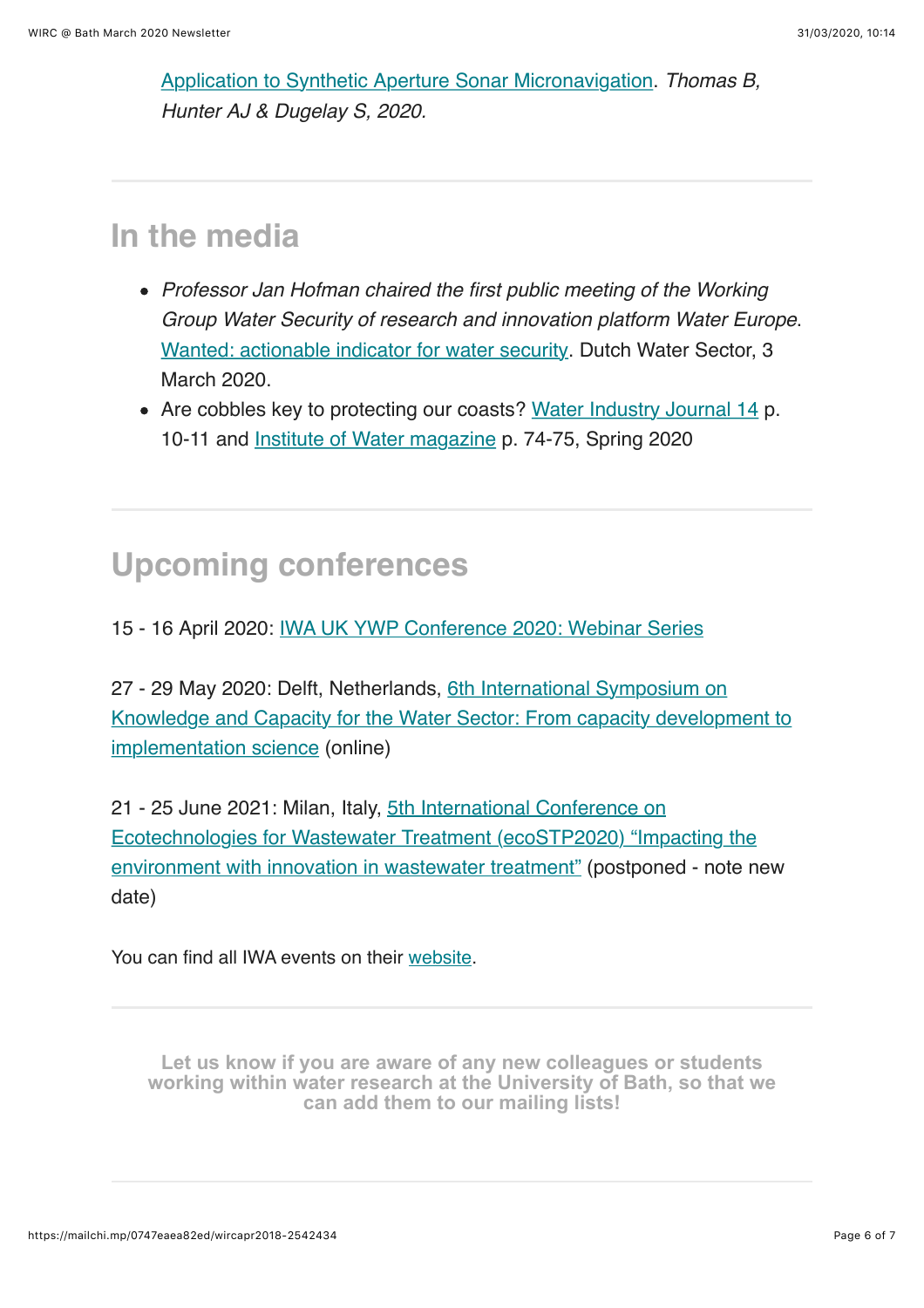Application to Synthetic Aperture Sonar Micronavigation. *Thomas B, Hunter AJ & Dugelay S, 2020.*

---

## In the media

- *Professor Jan Hofman chaired the first public meeting of the Working Group Water Security of research and innovation platform Water Europe*. Wanted: actionable indicator for water security. Dutch Water Sector, 3 March 2020.
- Are cobbles key to protecting our coasts? Water Industry Journal 14 p. 10-11 and Institute of Water magazine p. 74-75, Spring 2020

---

## Upcoming conferences

15 - 16 April 2020: IWA UK YWP Conference 2020: Webinar Series

27 - 29 May 2020: Delft, Netherlands, 6th International Symposium on Knowledge and Capacity for the Water Sector: From capacity development to implementation science (online)

21 - 25 June 2021: Milan, Italy, 5th International Conference on Ecotechnologies for Wastewater Treatment (ecoSTP2020) "Impacting the environment with innovation in wastewater treatment" (postponed - note new date)

You can find all IWA events on their website.

---

**Let us know if you are aware of any new colleagues or students working within water research at the University of Bath, so that we can add them to our mailing lists!**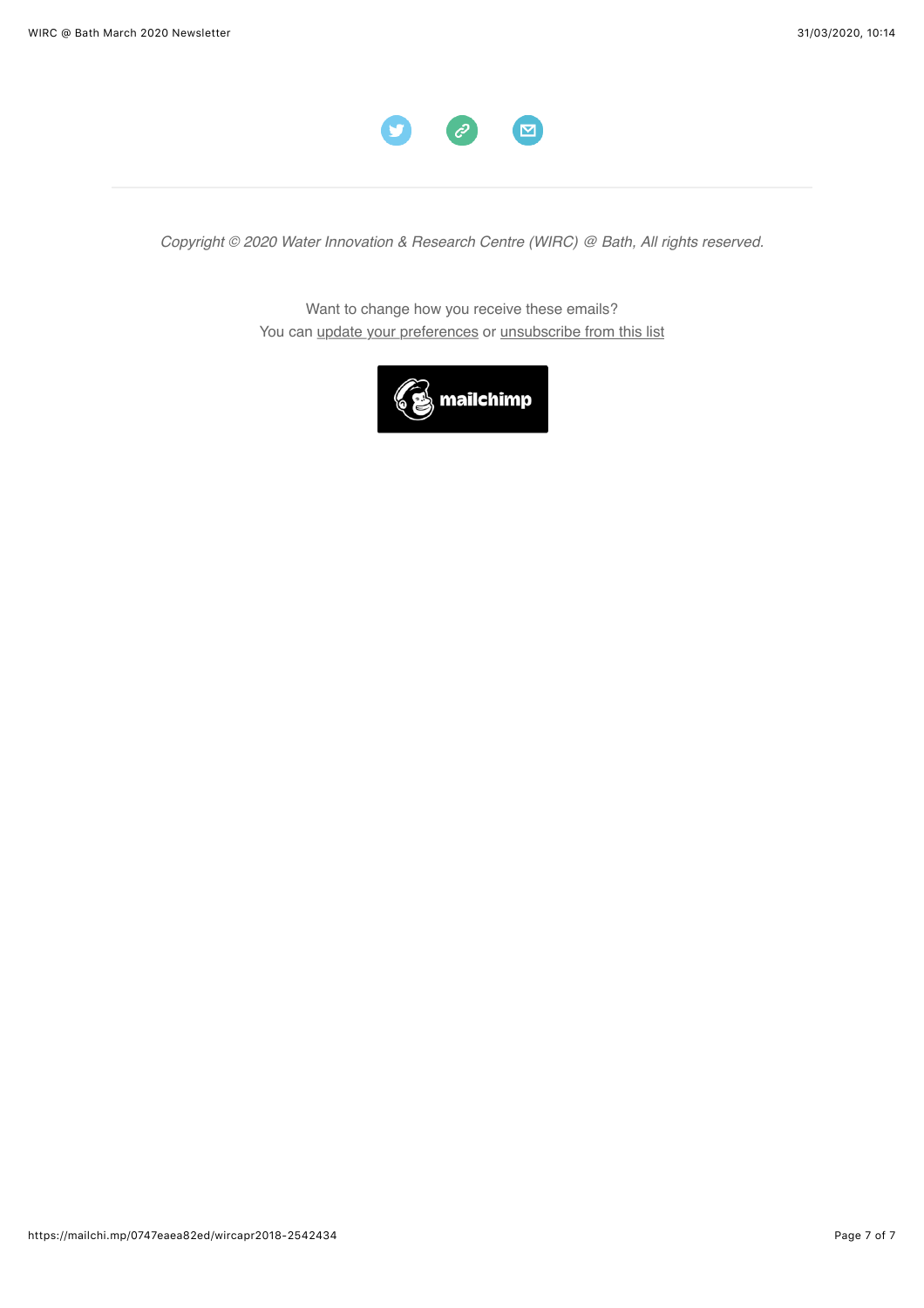*Copyright © 2020 Water Innovation & Research Centre (WIRC) @ Bath, All rights reserved.*

Want to change how you receive these emails?
You can update your preferences or unsubscribe from this list